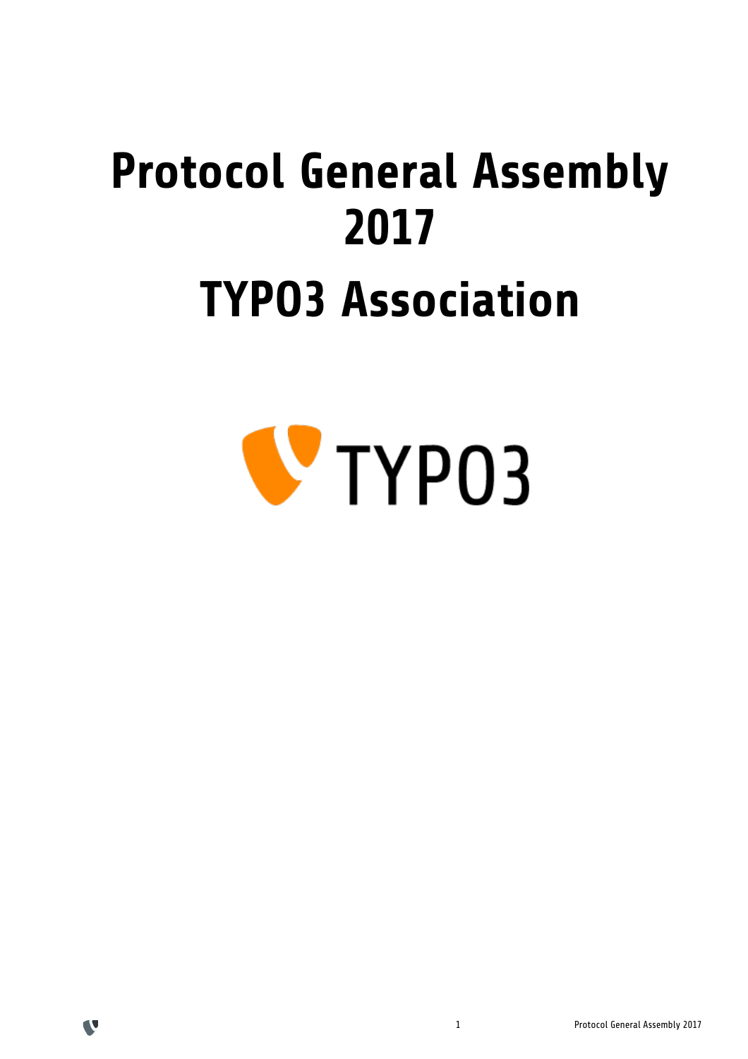# Protocol General Assembly 2017

# TYPO3 Association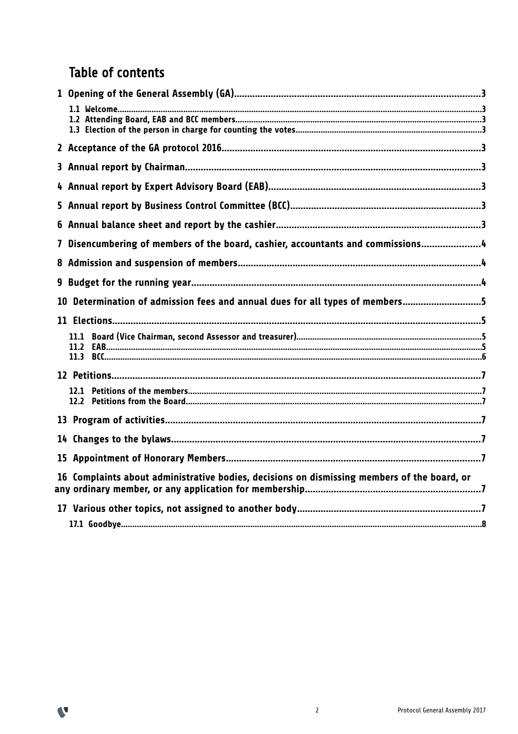# Table of contents

1 Opening of the General Assembly (GA)....3
- 1.1 Welcome....3
- 1.2 Attending Board, EAB and BCC members....3
- 1.3 Election of the person in charge for counting the votes....3

2 Acceptance of the GA protocol 2016....3

3 Annual report by Chairman....3

4 Annual report by Expert Advisory Board (EAB)....3

5 Annual report by Business Control Committee (BCC)....3

6 Annual balance sheet and report by the cashier....3

7 Disencumbering of members of the board, cashier, accountants and commissions....4

8 Admission and suspension of members....4

9 Budget for the running year....4

10 Determination of admission fees and annual dues for all types of members....5

11 Elections....5
- 11.1 Board (Vice Chairman, second Assessor and treasurer)....5
- 11.2 EAB....5
- 11.3 BCC....6

12 Petitions....7
- 12.1 Petitions of the members....7
- 12.2 Petitions from the Board....7

13 Program of activities....7

14 Changes to the bylaws....7

15 Appointment of Honorary Members....7

16 Complaints about administrative bodies, decisions on dismissing members of the board, or any ordinary member, or any application for membership....7

17 Various other topics, not assigned to another body....7
- 17.1 Goodbye....8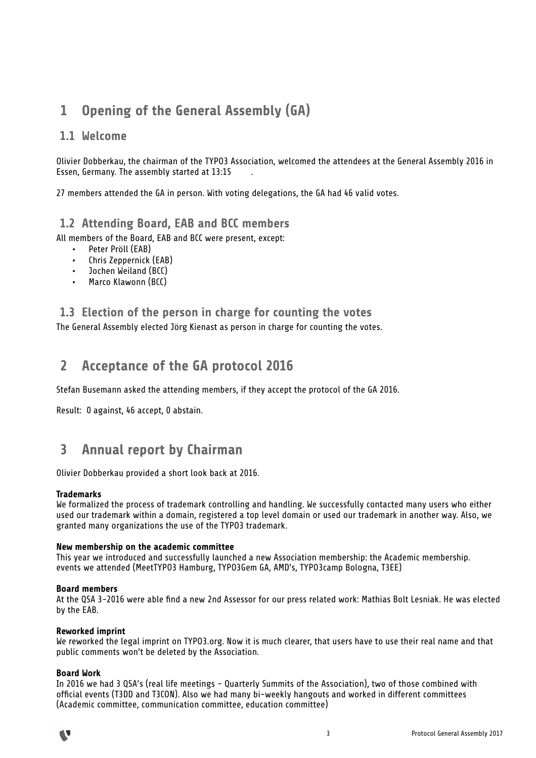# 1 Opening of the General Assembly (GA)

## 1.1 Welcome

Olivier Dobberkau, the chairman of the TYPO3 Association, welcomed the attendees at the General Assembly 2016 in Essen, Germany. The assembly started at 13:15 .

27 members attended the GA in person. With voting delegations, the GA had 46 valid votes.

## 1.2 Attending Board, EAB and BCC members

All members of the Board, EAB and BCC were present, except:

- Peter Pröll (EAB)
- Chris Zeppernick (EAB)
- Jochen Weiland (BCC)
- Marco Klawonn (BCC)

## 1.3 Election of the person in charge for counting the votes

The General Assembly elected Jörg Kienast as person in charge for counting the votes.

# 2 Acceptance of the GA protocol 2016

Stefan Busemann asked the attending members, if they accept the protocol of the GA 2016.

Result: 0 against, 46 accept, 0 abstain.

# 3 Annual report by Chairman

Olivier Dobberkau provided a short look back at 2016.

**Trademarks**
We formalized the process of trademark controlling and handling. We successfully contacted many users who either used our trademark within a domain, registered a top level domain or used our trademark in another way. Also, we granted many organizations the use of the TYPO3 trademark.

**New membership on the academic committee**
This year we introduced and successfully launched a new Association membership: the Academic membership. events we attended (MeetTYPO3 Hamburg, TYPO3Gem GA, AMD's, TYPO3camp Bologna, T3EE)

**Board members**
At the QSA 3-2016 were able find a new 2nd Assessor for our press related work: Mathias Bolt Lesniak. He was elected by the EAB.

**Reworked imprint**
We reworked the legal imprint on TYPO3.org. Now it is much clearer, that users have to use their real name and that public comments won't be deleted by the Association.

**Board Work**
In 2016 we had 3 QSA's (real life meetings - Quarterly Summits of the Association), two of those combined with official events (T3DD and T3CON). Also we had many bi-weekly hangouts and worked in different committees (Academic committee, communication committee, education committee)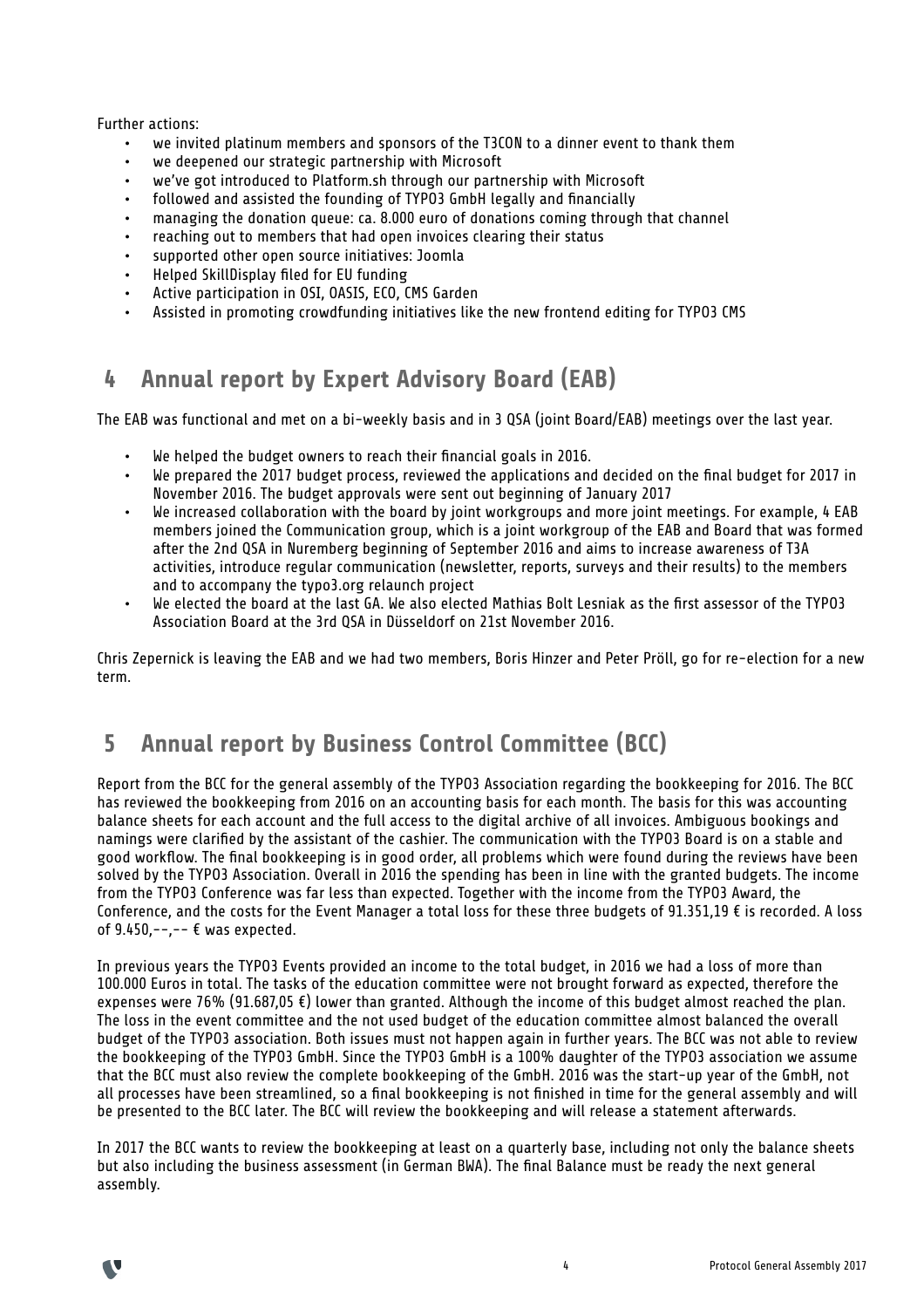Further actions:

- we invited platinum members and sponsors of the T3CON to a dinner event to thank them
- we deepened our strategic partnership with Microsoft
- we've got introduced to Platform.sh through our partnership with Microsoft
- followed and assisted the founding of TYPO3 GmbH legally and financially
- managing the donation queue: ca. 8.000 euro of donations coming through that channel
- reaching out to members that had open invoices clearing their status
- supported other open source initiatives: Joomla
- Helped SkillDisplay filed for EU funding
- Active participation in OSI, OASIS, ECO, CMS Garden
- Assisted in promoting crowdfunding initiatives like the new frontend editing for TYPO3 CMS

## 4 Annual report by Expert Advisory Board (EAB)

The EAB was functional and met on a bi-weekly basis and in 3 QSA (joint Board/EAB) meetings over the last year.

- We helped the budget owners to reach their financial goals in 2016.
- We prepared the 2017 budget process, reviewed the applications and decided on the final budget for 2017 in November 2016. The budget approvals were sent out beginning of January 2017
- We increased collaboration with the board by joint workgroups and more joint meetings. For example, 4 EAB members joined the Communication group, which is a joint workgroup of the EAB and Board that was formed after the 2nd QSA in Nuremberg beginning of September 2016 and aims to increase awareness of T3A activities, introduce regular communication (newsletter, reports, surveys and their results) to the members and to accompany the typo3.org relaunch project
- We elected the board at the last GA. We also elected Mathias Bolt Lesniak as the first assessor of the TYPO3 Association Board at the 3rd QSA in Düsseldorf on 21st November 2016.

Chris Zepernick is leaving the EAB and we had two members, Boris Hinzer and Peter Pröll, go for re-election for a new term.

## 5 Annual report by Business Control Committee (BCC)

Report from the BCC for the general assembly of the TYPO3 Association regarding the bookkeeping for 2016. The BCC has reviewed the bookkeeping from 2016 on an accounting basis for each month. The basis for this was accounting balance sheets for each account and the full access to the digital archive of all invoices. Ambiguous bookings and namings were clarified by the assistant of the cashier. The communication with the TYPO3 Board is on a stable and good workflow. The final bookkeeping is in good order, all problems which were found during the reviews have been solved by the TYPO3 Association. Overall in 2016 the spending has been in line with the granted budgets. The income from the TYPO3 Conference was far less than expected. Together with the income from the TYPO3 Award, the Conference, and the costs for the Event Manager a total loss for these three budgets of 91.351,19 € is recorded. A loss of 9.450,--,-- € was expected.

In previous years the TYPO3 Events provided an income to the total budget, in 2016 we had a loss of more than 100.000 Euros in total. The tasks of the education committee were not brought forward as expected, therefore the expenses were 76% (91.687,05 €) lower than granted. Although the income of this budget almost reached the plan. The loss in the event committee and the not used budget of the education committee almost balanced the overall budget of the TYPO3 association. Both issues must not happen again in further years. The BCC was not able to review the bookkeeping of the TYPO3 GmbH. Since the TYPO3 GmbH is a 100% daughter of the TYPO3 association we assume that the BCC must also review the complete bookkeeping of the GmbH. 2016 was the start-up year of the GmbH, not all processes have been streamlined, so a final bookkeeping is not finished in time for the general assembly and will be presented to the BCC later. The BCC will review the bookkeeping and will release a statement afterwards.

In 2017 the BCC wants to review the bookkeeping at least on a quarterly base, including not only the balance sheets but also including the business assessment (in German BWA). The final Balance must be ready the next general assembly.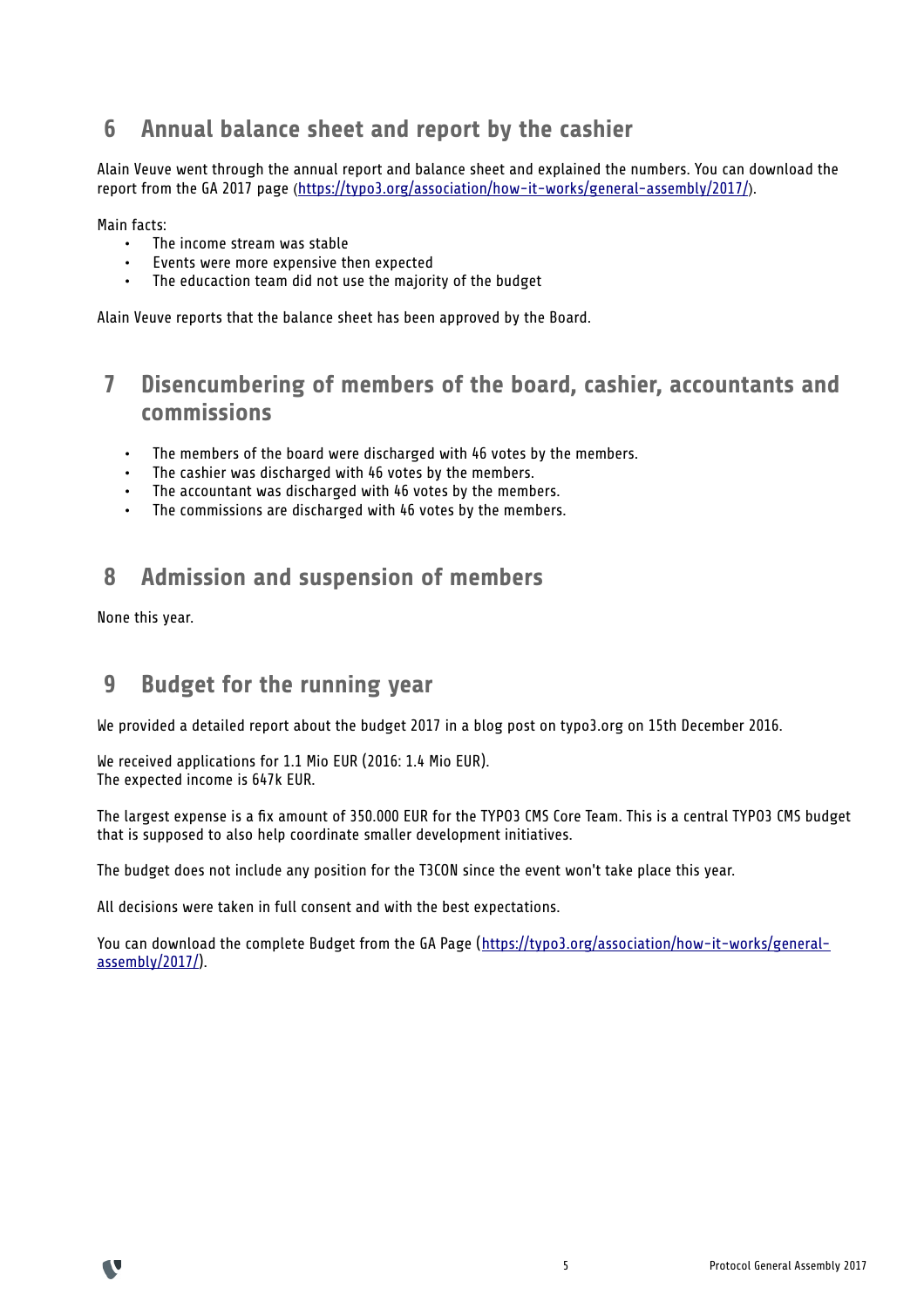## 6 Annual balance sheet and report by the cashier

Alain Veuve went through the annual report and balance sheet and explained the numbers. You can download the report from the GA 2017 page (https://typo3.org/association/how-it-works/general-assembly/2017/).

Main facts:

- The income stream was stable
- Events were more expensive then expected
- The educaction team did not use the majority of the budget

Alain Veuve reports that the balance sheet has been approved by the Board.

## 7 Disencumbering of members of the board, cashier, accountants and commissions

- The members of the board were discharged with 46 votes by the members.
- The cashier was discharged with 46 votes by the members.
- The accountant was discharged with 46 votes by the members.
- The commissions are discharged with 46 votes by the members.

## 8 Admission and suspension of members

None this year.

## 9 Budget for the running year

We provided a detailed report about the budget 2017 in a blog post on typo3.org on 15th December 2016.

We received applications for 1.1 Mio EUR (2016: 1.4 Mio EUR).
The expected income is 647k EUR.

The largest expense is a fix amount of 350.000 EUR for the TYPO3 CMS Core Team. This is a central TYPO3 CMS budget that is supposed to also help coordinate smaller development initiatives.

The budget does not include any position for the T3CON since the event won't take place this year.

All decisions were taken in full consent and with the best expectations.

You can download the complete Budget from the GA Page (https://typo3.org/association/how-it-works/general-assembly/2017/).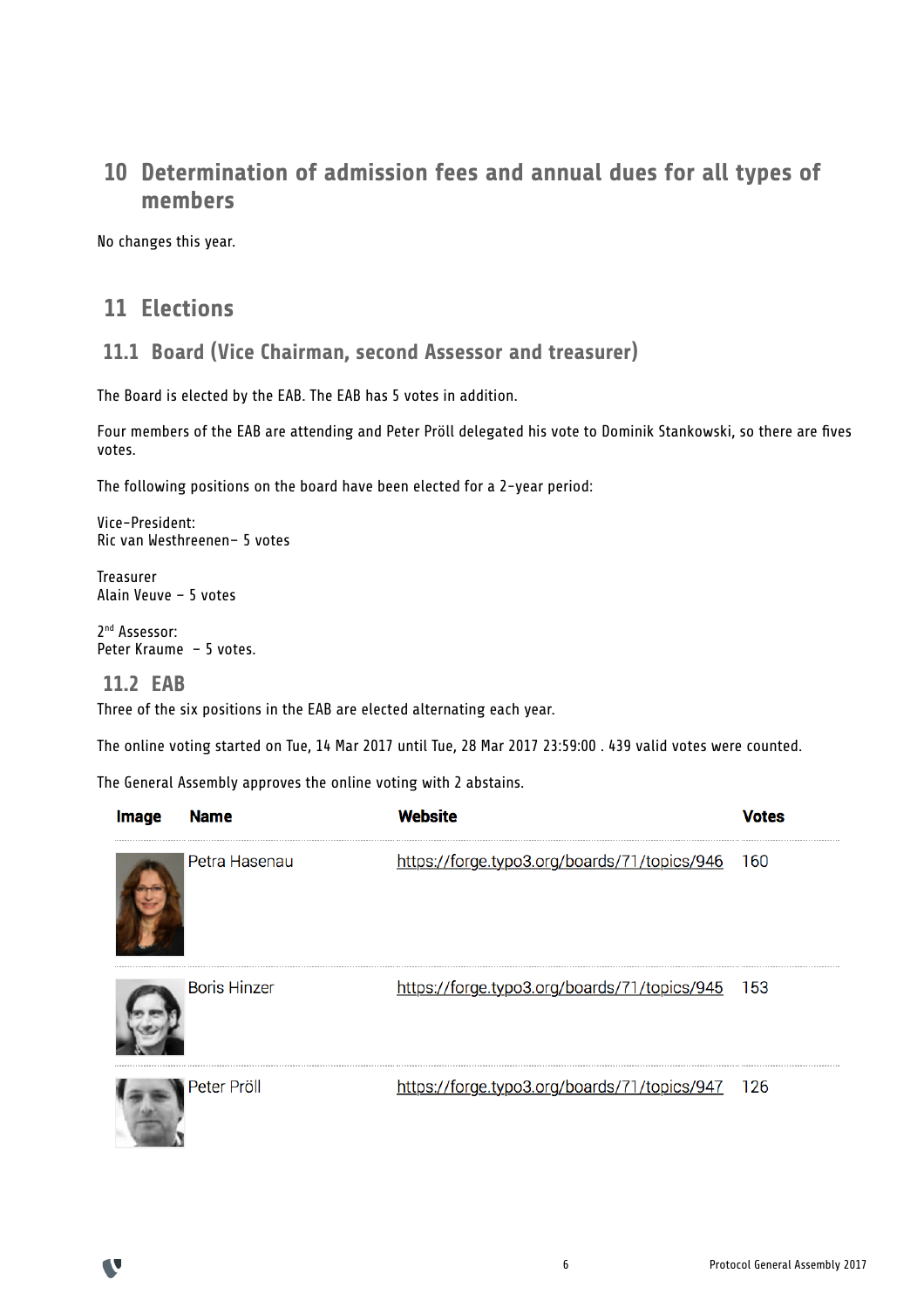# 10 Determination of admission fees and annual dues for all types of members

No changes this year.

# 11 Elections

## 11.1 Board (Vice Chairman, second Assessor and treasurer)

The Board is elected by the EAB. The EAB has 5 votes in addition.

Four members of the EAB are attending and Peter Pröll delegated his vote to Dominik Stankowski, so there are fives votes.

The following positions on the board have been elected for a 2-year period:

Vice-President:
Ric van Westhreenen– 5 votes

Treasurer
Alain Veuve – 5 votes

2nd Assessor:
Peter Kraume – 5 votes.

## 11.2 EAB

Three of the six positions in the EAB are elected alternating each year.

The online voting started on Tue, 14 Mar 2017 until Tue, 28 Mar 2017 23:59:00 . 439 valid votes were counted.

The General Assembly approves the online voting with 2 abstains.

| Image | Name | Website | Votes |
|---|---|---|---|
| | Petra Hasenau | https://forge.typo3.org/boards/71/topics/946 | 160 |
| | Boris Hinzer | https://forge.typo3.org/boards/71/topics/945 | 153 |
| | Peter Pröll | https://forge.typo3.org/boards/71/topics/947 | 126 |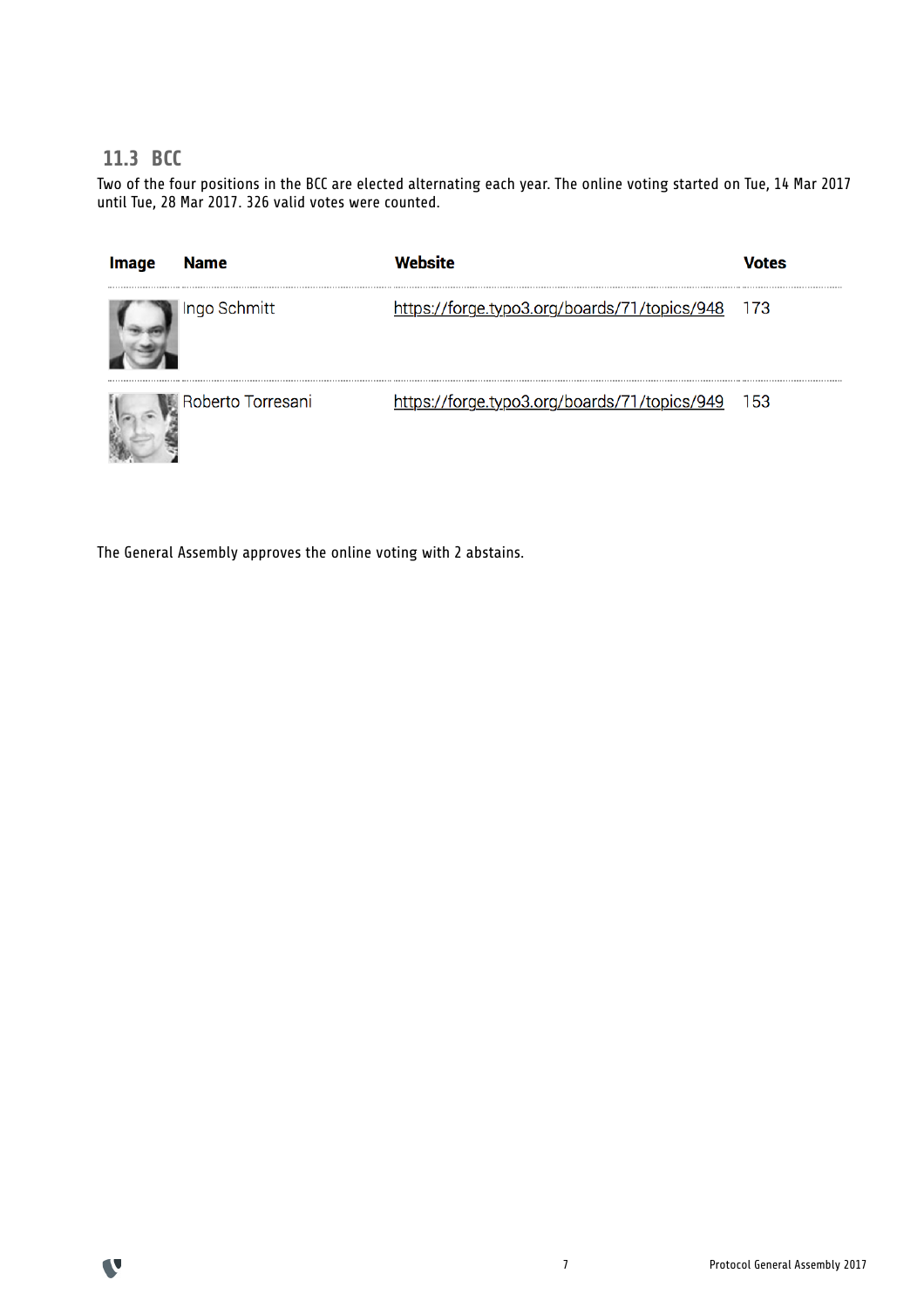## 11.3 BCC

Two of the four positions in the BCC are elected alternating each year. The online voting started on Tue, 14 Mar 2017 until Tue, 28 Mar 2017. 326 valid votes were counted.

| Image | Name | Website | Votes |
|---|---|---|---|
| | Ingo Schmitt | https://forge.typo3.org/boards/71/topics/948 | 173 |
| | Roberto Torresani | https://forge.typo3.org/boards/71/topics/949 | 153 |

The General Assembly approves the online voting with 2 abstains.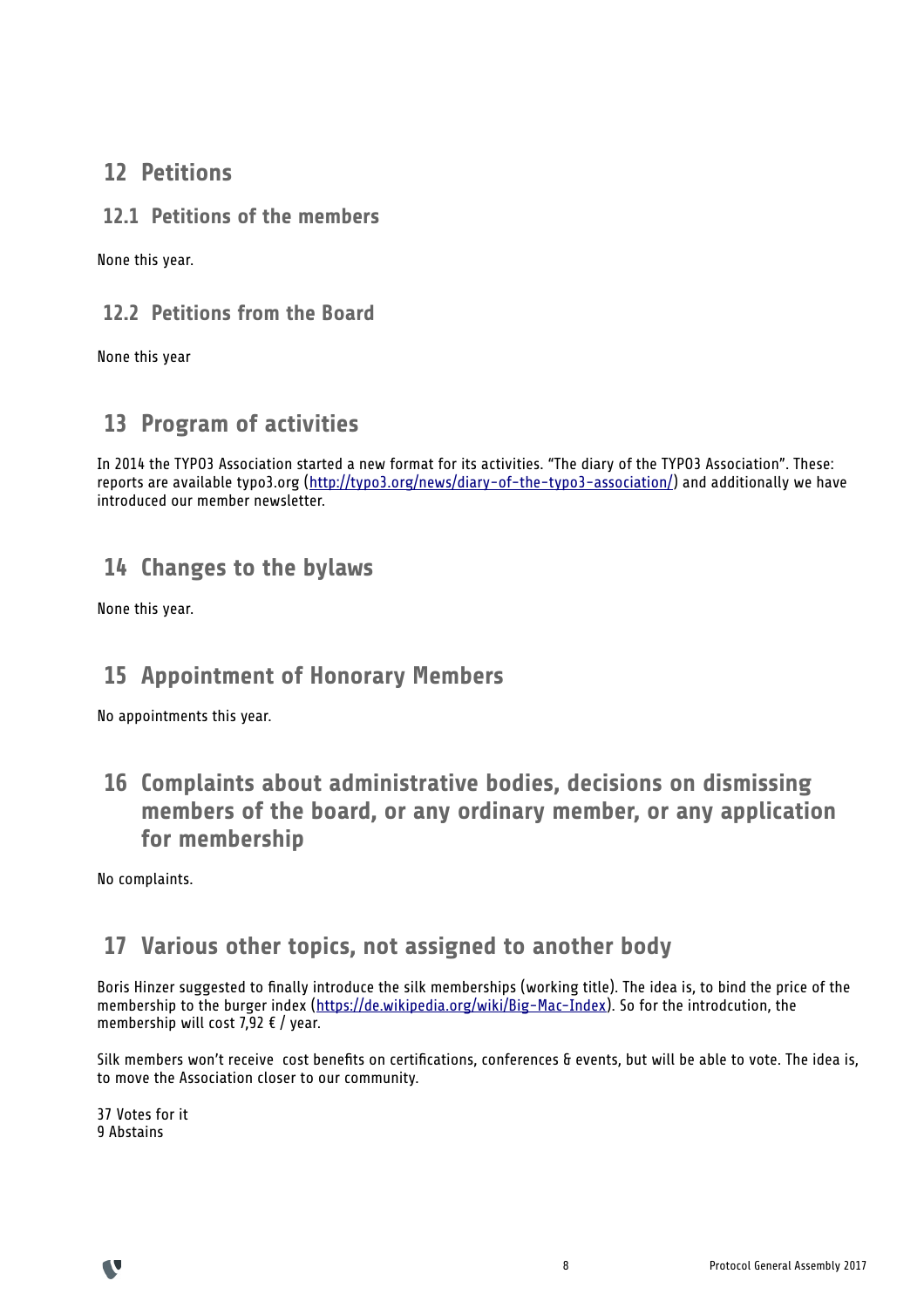# 12 Petitions

## 12.1 Petitions of the members

None this year.

## 12.2 Petitions from the Board

None this year

# 13 Program of activities

In 2014 the TYPO3 Association started a new format for its activities. "The diary of the TYPO3 Association". These: reports are available typo3.org (http://typo3.org/news/diary-of-the-typo3-association/) and additionally we have introduced our member newsletter.

# 14 Changes to the bylaws

None this year.

# 15 Appointment of Honorary Members

No appointments this year.

# 16 Complaints about administrative bodies, decisions on dismissing members of the board, or any ordinary member, or any application for membership

No complaints.

# 17 Various other topics, not assigned to another body

Boris Hinzer suggested to finally introduce the silk memberships (working title). The idea is, to bind the price of the membership to the burger index (https://de.wikipedia.org/wiki/Big-Mac-Index). So for the introdcution, the membership will cost 7,92 € / year.

Silk members won't receive cost benefits on certifications, conferences & events, but will be able to vote. The idea is, to move the Association closer to our community.

37 Votes for it
9 Abstains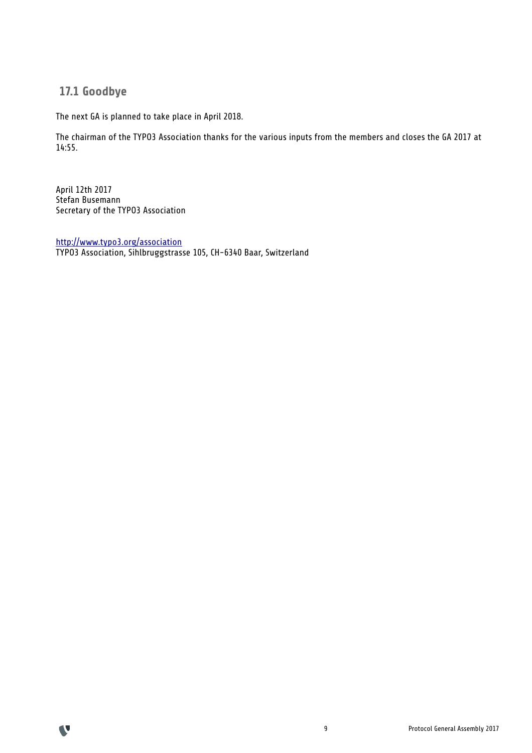## 17.1 Goodbye

The next GA is planned to take place in April 2018.

The chairman of the TYPO3 Association thanks for the various inputs from the members and closes the GA 2017 at 14:55.

April 12th 2017
Stefan Busemann
Secretary of the TYPO3 Association

http://www.typo3.org/association
TYPO3 Association, Sihlbruggstrasse 105, CH-6340 Baar, Switzerland